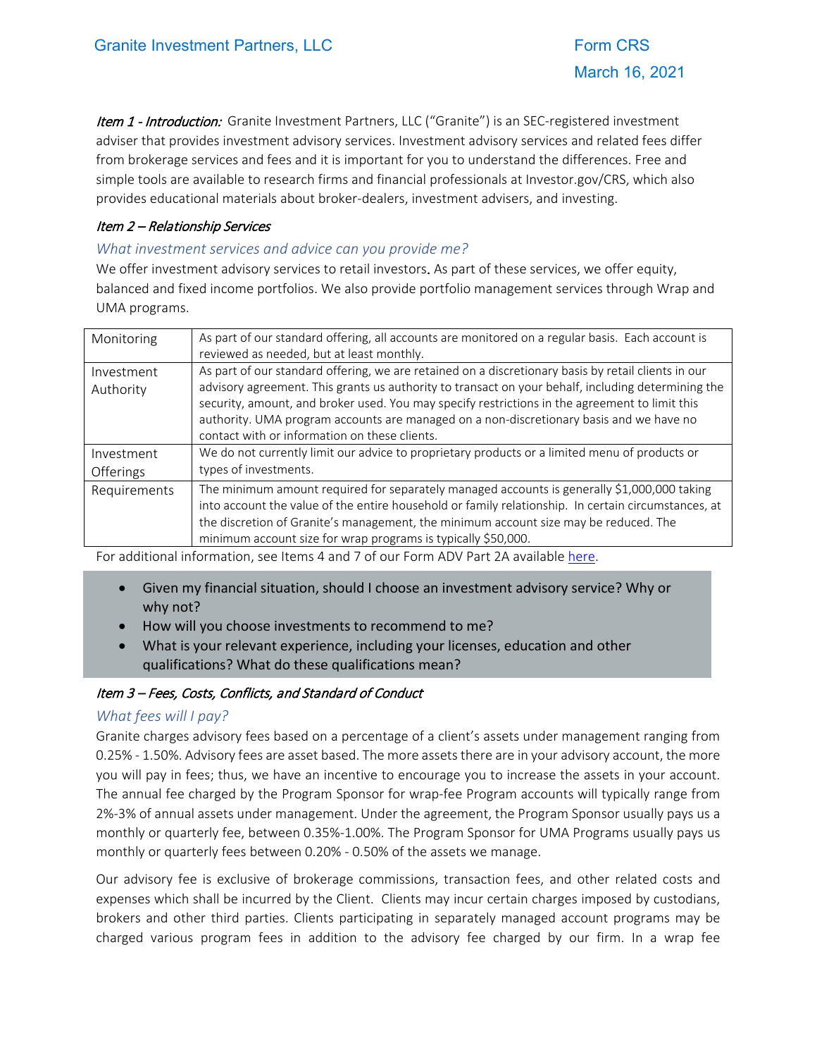Granite Investment Partners, LLC

Form CRS

March 16, 2021

*Item 1 - Introduction:* Granite Investment Partners, LLC ("Granite") is an SEC-registered investment adviser that provides investment advisory services. Investment advisory services and related fees differ from brokerage services and fees and it is important for you to understand the differences. Free and simple tools are available to research firms and financial professionals at Investor.gov/CRS, which also provides educational materials about broker-dealers, investment advisers, and investing.

### *Item 2 – Relationship Services*

#### *What investment services and advice can you provide me?*

We offer investment advisory services to retail investors. As part of these services, we offer equity, balanced and fixed income portfolios. We also provide portfolio management services through Wrap and UMA programs.

| | |
|---|---|
| Monitoring | As part of our standard offering, all accounts are monitored on a regular basis. Each account is reviewed as needed, but at least monthly. |
| Investment Authority | As part of our standard offering, we are retained on a discretionary basis by retail clients in our advisory agreement. This grants us authority to transact on your behalf, including determining the security, amount, and broker used. You may specify restrictions in the agreement to limit this authority. UMA program accounts are managed on a non-discretionary basis and we have no contact with or information on these clients. |
| Investment Offerings | We do not currently limit our advice to proprietary products or a limited menu of products or types of investments. |
| Requirements | The minimum amount required for separately managed accounts is generally $1,000,000 taking into account the value of the entire household or family relationship. In certain circumstances, at the discretion of Granite's management, the minimum account size may be reduced. The minimum account size for wrap programs is typically $50,000. |

For additional information, see Items 4 and 7 of our Form ADV Part 2A available here.

- Given my financial situation, should I choose an investment advisory service? Why or why not?
- How will you choose investments to recommend to me?
- What is your relevant experience, including your licenses, education and other qualifications? What do these qualifications mean?

### *Item 3 – Fees, Costs, Conflicts, and Standard of Conduct*

#### *What fees will I pay?*

Granite charges advisory fees based on a percentage of a client's assets under management ranging from 0.25% - 1.50%. Advisory fees are asset based. The more assets there are in your advisory account, the more you will pay in fees; thus, we have an incentive to encourage you to increase the assets in your account. The annual fee charged by the Program Sponsor for wrap-fee Program accounts will typically range from 2%-3% of annual assets under management. Under the agreement, the Program Sponsor usually pays us a monthly or quarterly fee, between 0.35%-1.00%. The Program Sponsor for UMA Programs usually pays us monthly or quarterly fees between 0.20% - 0.50% of the assets we manage.

Our advisory fee is exclusive of brokerage commissions, transaction fees, and other related costs and expenses which shall be incurred by the Client. Clients may incur certain charges imposed by custodians, brokers and other third parties. Clients participating in separately managed account programs may be charged various program fees in addition to the advisory fee charged by our firm. In a wrap fee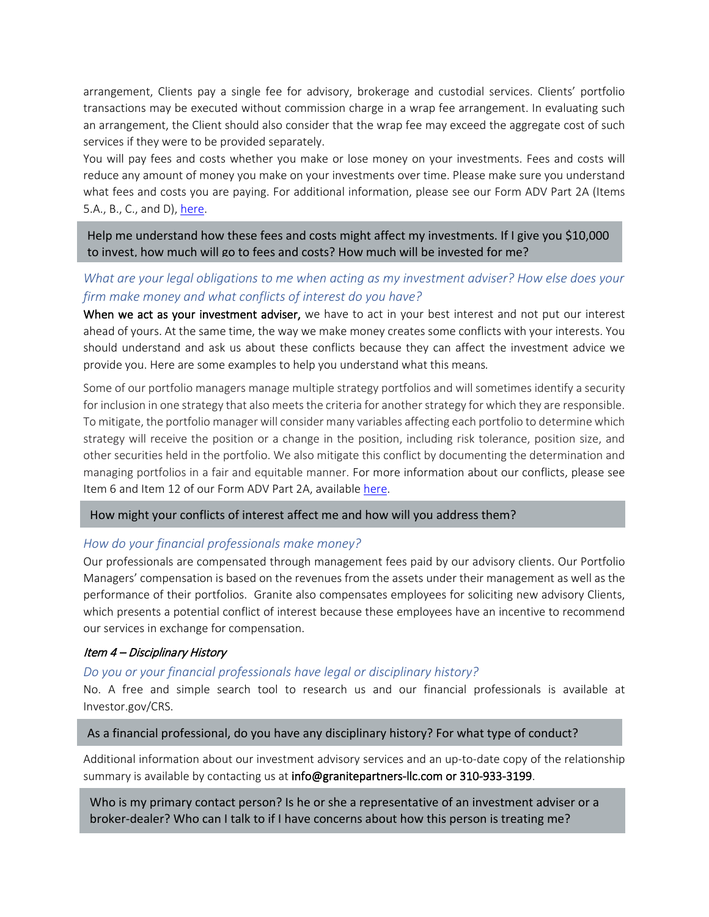arrangement, Clients pay a single fee for advisory, brokerage and custodial services. Clients' portfolio transactions may be executed without commission charge in a wrap fee arrangement. In evaluating such an arrangement, the Client should also consider that the wrap fee may exceed the aggregate cost of such services if they were to be provided separately.

You will pay fees and costs whether you make or lose money on your investments. Fees and costs will reduce any amount of money you make on your investments over time. Please make sure you understand what fees and costs you are paying. For additional information, please see our Form ADV Part 2A (Items 5.A., B., C., and D), here.

> Help me understand how these fees and costs might affect my investments. If I give you $10,000 to invest, how much will go to fees and costs? How much will be invested for me?

*What are your legal obligations to me when acting as my investment adviser? How else does your firm make money and what conflicts of interest do you have?*

**When we act as your investment adviser,** we have to act in your best interest and not put our interest ahead of yours. At the same time, the way we make money creates some conflicts with your interests. You should understand and ask us about these conflicts because they can affect the investment advice we provide you. Here are some examples to help you understand what this means.

Some of our portfolio managers manage multiple strategy portfolios and will sometimes identify a security for inclusion in one strategy that also meets the criteria for another strategy for which they are responsible. To mitigate, the portfolio manager will consider many variables affecting each portfolio to determine which strategy will receive the position or a change in the position, including risk tolerance, position size, and other securities held in the portfolio. We also mitigate this conflict by documenting the determination and managing portfolios in a fair and equitable manner. For more information about our conflicts, please see Item 6 and Item 12 of our Form ADV Part 2A, available here.

> How might your conflicts of interest affect me and how will you address them?

*How do your financial professionals make money?*

Our professionals are compensated through management fees paid by our advisory clients. Our Portfolio Managers' compensation is based on the revenues from the assets under their management as well as the performance of their portfolios. Granite also compensates employees for soliciting new advisory Clients, which presents a potential conflict of interest because these employees have an incentive to recommend our services in exchange for compensation.

### *Item 4 – Disciplinary History*

*Do you or your financial professionals have legal or disciplinary history?*

No. A free and simple search tool to research us and our financial professionals is available at Investor.gov/CRS.

> As a financial professional, do you have any disciplinary history? For what type of conduct?

Additional information about our investment advisory services and an up-to-date copy of the relationship summary is available by contacting us at info@granitepartners-llc.com or 310-933-3199.

> Who is my primary contact person? Is he or she a representative of an investment adviser or a broker-dealer? Who can I talk to if I have concerns about how this person is treating me?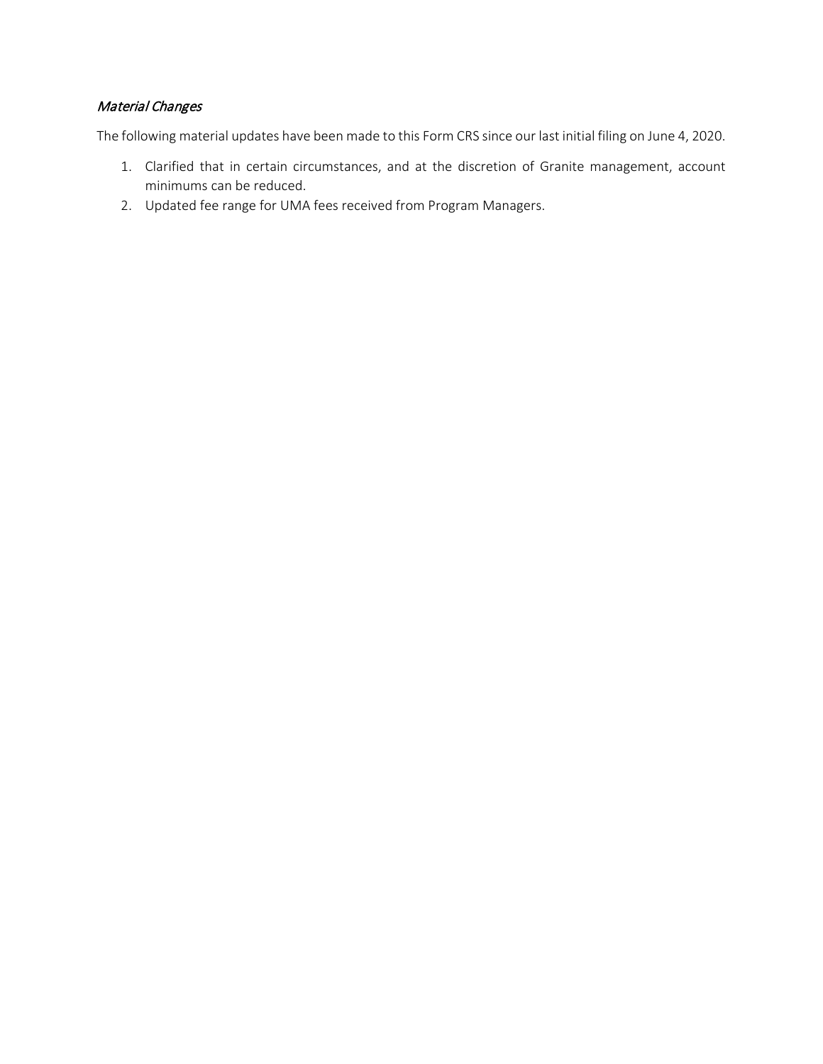### *Material Changes*

The following material updates have been made to this Form CRS since our last initial filing on June 4, 2020.

1. Clarified that in certain circumstances, and at the discretion of Granite management, account minimums can be reduced.
2. Updated fee range for UMA fees received from Program Managers.